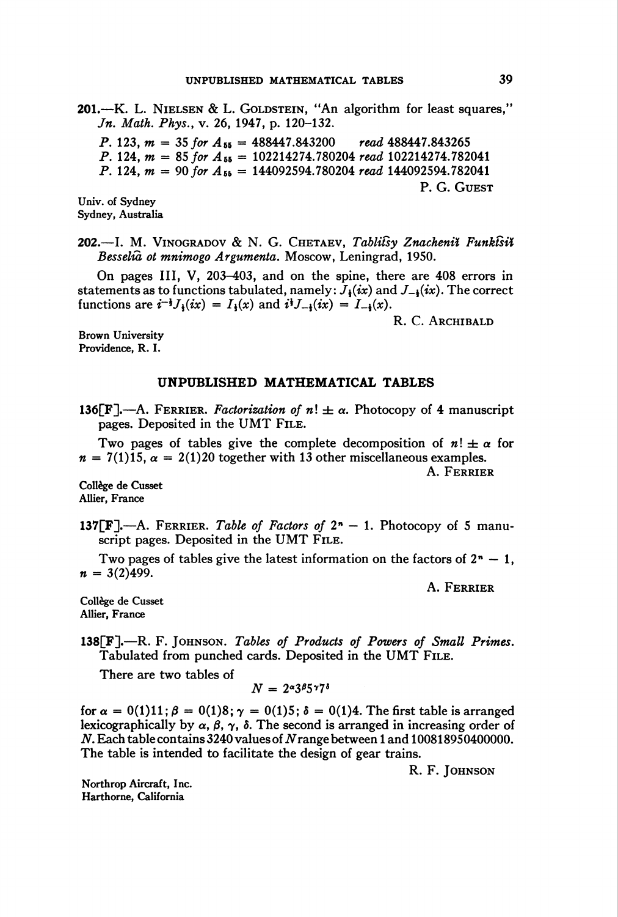**201.**—K. L. Nielsen & L. Goldstein, "An algorithm for least squares," *Jn. Math. Phys.*, v. 26, 1947, p. 120–132.

*P.* 123, $m = 35$ *for* $A_{55} = 488447.843200$ *read* 488447.843265
*P.* 124, $m = 85$ *for* $A_{55} = 102214274.780204$ *read* 102214274.782041
*P.* 124, $m = 90$ *for* $A_{55} = 144092594.780204$ *read* 144092594.782041

P. G. Guest

Univ. of Sydney
Sydney, Australia

**202.**—I. M. Vinogradov & N. G. Chetaev, *Tablit͡sy Znacheniĭ Funkt͡siĭ Besseli͡a ot mnimogo Argumenta.* Moscow, Leningrad, 1950.

On pages III, V, 203–403, and on the spine, there are 408 errors in statements as to functions tabulated, namely: $J_{\frac{1}{3}}(ix)$ and $J_{-\frac{1}{3}}(ix)$. The correct functions are $i^{-\frac{1}{3}}J_{\frac{1}{3}}(ix) = I_{\frac{1}{3}}(x)$ and $i^{\frac{1}{3}}J_{-\frac{1}{3}}(ix) = I_{-\frac{1}{3}}(x)$.

R. C. Archibald

Brown University
Providence, R. I.

## UNPUBLISHED MATHEMATICAL TABLES

**136[F].**—A. Ferrier. *Factorization of* $n! \pm \alpha$. Photocopy of 4 manuscript pages. Deposited in the UMT File.

Two pages of tables give the complete decomposition of $n! \pm \alpha$ for $n = 7(1)15$, $\alpha = 2(1)20$ together with 13 other miscellaneous examples.

A. Ferrier

Collège de Cusset
Allier, France

**137[F].**—A. Ferrier. *Table of Factors of* $2^n - 1$. Photocopy of 5 manuscript pages. Deposited in the UMT File.

Two pages of tables give the latest information on the factors of $2^n - 1$, $n = 3(2)499$.

A. Ferrier

Collège de Cusset
Allier, France

**138[F].**—R. F. Johnson. *Tables of Products of Powers of Small Primes.* Tabulated from punched cards. Deposited in the UMT File.

There are two tables of

$$N = 2^\alpha 3^\beta 5^\gamma 7^\delta$$

for $\alpha = 0(1)11$; $\beta = 0(1)8$; $\gamma = 0(1)5$; $\delta = 0(1)4$. The first table is arranged lexicographically by $\alpha, \beta, \gamma, \delta$. The second is arranged in increasing order of $N$. Each table contains 3240 values of $N$ range between 1 and 100818950400000. The table is intended to facilitate the design of gear trains.

R. F. Johnson

Northrop Aircraft, Inc.
Harthorne, California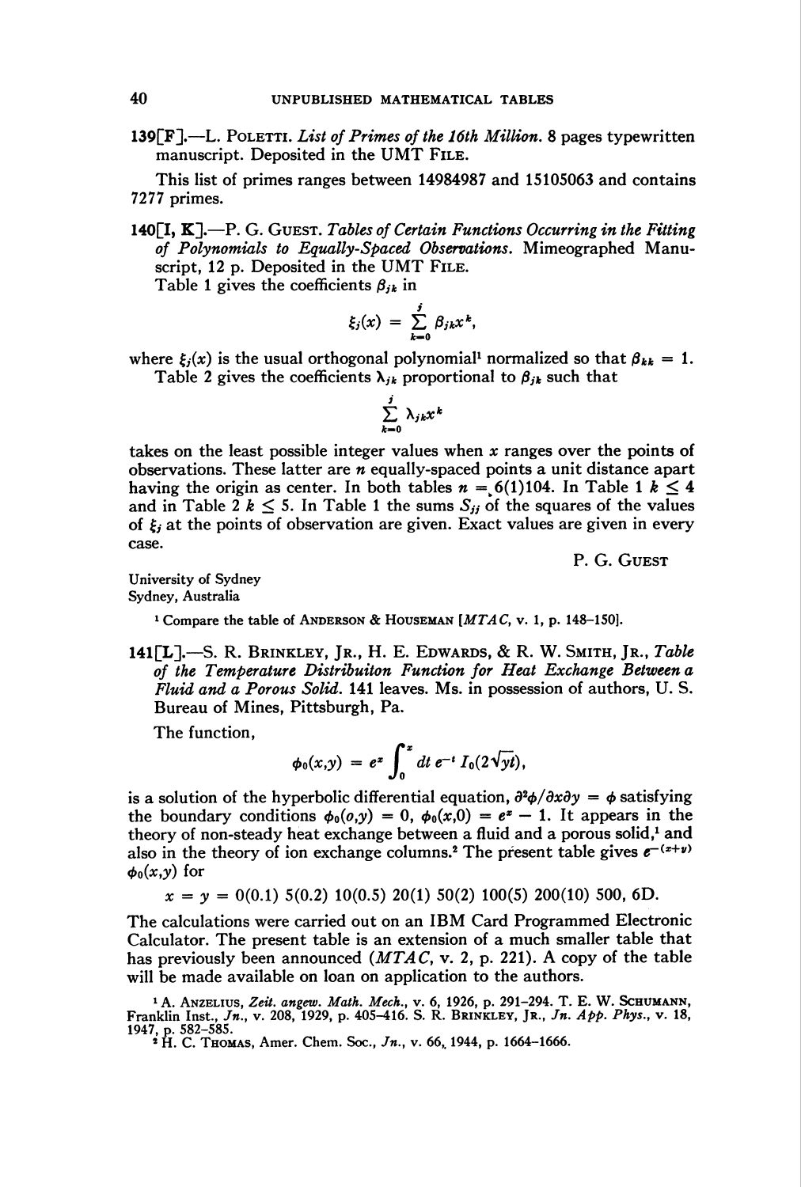**139[F].**—L. Poletti. *List of Primes of the 16th Million.* 8 pages typewritten manuscript. Deposited in the UMT File.

This list of primes ranges between 14984987 and 15105063 and contains 7277 primes.

**140[I, K].**—P. G. Guest. *Tables of Certain Functions Occurring in the Fitting of Polynomials to Equally-Spaced Observations.* Mimeographed Manuscript, 12 p. Deposited in the UMT File.

Table 1 gives the coefficients $\beta_{jk}$ in

$$\xi_j(x) = \sum_{k=0}^{j} \beta_{jk} x^k,$$

where $\xi_j(x)$ is the usual orthogonal polynomial[1] normalized so that $\beta_{kk} = 1$.

Table 2 gives the coefficients $\lambda_{jk}$ proportional to $\beta_{jk}$ such that

$$\sum_{k=0}^{j} \lambda_{jk} x^k$$

takes on the least possible integer values when $x$ ranges over the points of observations. These latter are $n$ equally-spaced points a unit distance apart having the origin as center. In both tables $n = 6(1)104$. In Table 1 $k \leq 4$ and in Table 2 $k \leq 5$. In Table 1 the sums $S_{jj}$ of the squares of the values of $\xi_j$ at the points of observation are given. Exact values are given in every case.

P. G. Guest

University of Sydney
Sydney, Australia

[1] Compare the table of Anderson & Houseman [*MTAC*, v. 1, p. 148–150].

**141[L].**—S. R. Brinkley, Jr., H. E. Edwards, & R. W. Smith, Jr., *Table of the Temperature Distribuiton Function for Heat Exchange Between a Fluid and a Porous Solid.* 141 leaves. Ms. in possession of authors, U. S. Bureau of Mines, Pittsburgh, Pa.

The function,

$$\phi_0(x,y) = e^x \int_0^x dt\, e^{-t} I_0(2\sqrt{yt}),$$

is a solution of the hyperbolic differential equation, $\partial^2\phi/\partial x \partial y = \phi$ satisfying the boundary conditions $\phi_0(o,y) = 0$, $\phi_0(x,0) = e^x - 1$. It appears in the theory of non-steady heat exchange between a fluid and a porous solid,[1] and also in the theory of ion exchange columns.[2] The present table gives $e^{-(x+y)} \phi_0(x,y)$ for

$$x = y = 0(0.1)\ 5(0.2)\ 10(0.5)\ 20(1)\ 50(2)\ 100(5)\ 200(10)\ 500,\ 6D.$$

The calculations were carried out on an IBM Card Programmed Electronic Calculator. The present table is an extension of a much smaller table that has previously been announced (*MTAC*, v. 2, p. 221). A copy of the table will be made available on loan on application to the authors.

[1] A. Anzelius, *Zeit. angew. Math. Mech.*, v. 6, 1926, p. 291–294. T. E. W. Schumann, Franklin Inst., *Jn.*, v. 208, 1929, p. 405–416. S. R. Brinkley, Jr., *Jn. App. Phys.*, v. 18, 1947, p. 582–585.

[2] H. C. Thomas, Amer. Chem. Soc., *Jn.*, v. 66, 1944, p. 1664–1666.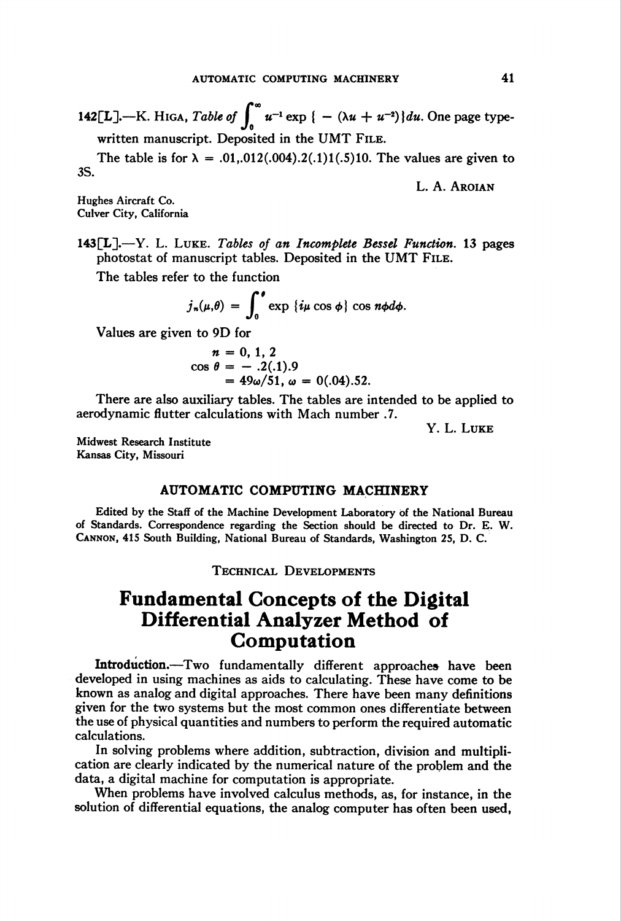**142[L].**—K. Higa, *Table of* $\int_0^\infty u^{-1} \exp\{-(\lambda u + u^{-2})\}du$. One page typewritten manuscript. Deposited in the UMT File.

The table is for $\lambda = .01, .012(.004).2(.1)1(.5)10$. The values are given to 3S.

L. A. Aroian

Hughes Aircraft Co.
Culver City, California

**143[L].**—Y. L. Luke. *Tables of an Incomplete Bessel Function*. 13 pages photostat of manuscript tables. Deposited in the UMT File.

The tables refer to the function

$$j_n(\mu,\theta) = \int_0^\theta \exp\{i\mu \cos\phi\} \cos n\phi d\phi.$$

Values are given to 9D for

$$n = 0, 1, 2$$
$$\cos\theta = -.2(.1).9$$
$$= 49\omega/51, \ \omega = 0(.04).52.$$

There are also auxiliary tables. The tables are intended to be applied to aerodynamic flutter calculations with Mach number .7.

Y. L. Luke

Midwest Research Institute
Kansas City, Missouri

## AUTOMATIC COMPUTING MACHINERY

Edited by the Staff of the Machine Development Laboratory of the National Bureau of Standards. Correspondence regarding the Section should be directed to Dr. E. W. Cannon, 415 South Building, National Bureau of Standards, Washington 25, D. C.

### Technical Developments

# Fundamental Concepts of the Digital Differential Analyzer Method of Computation

**Introduction.**—Two fundamentally different approaches have been developed in using machines as aids to calculating. These have come to be known as analog and digital approaches. There have been many definitions given for the two systems but the most common ones differentiate between the use of physical quantities and numbers to perform the required automatic calculations.

In solving problems where addition, subtraction, division and multiplication are clearly indicated by the numerical nature of the problem and the data, a digital machine for computation is appropriate.

When problems have involved calculus methods, as, for instance, in the solution of differential equations, the analog computer has often been used,